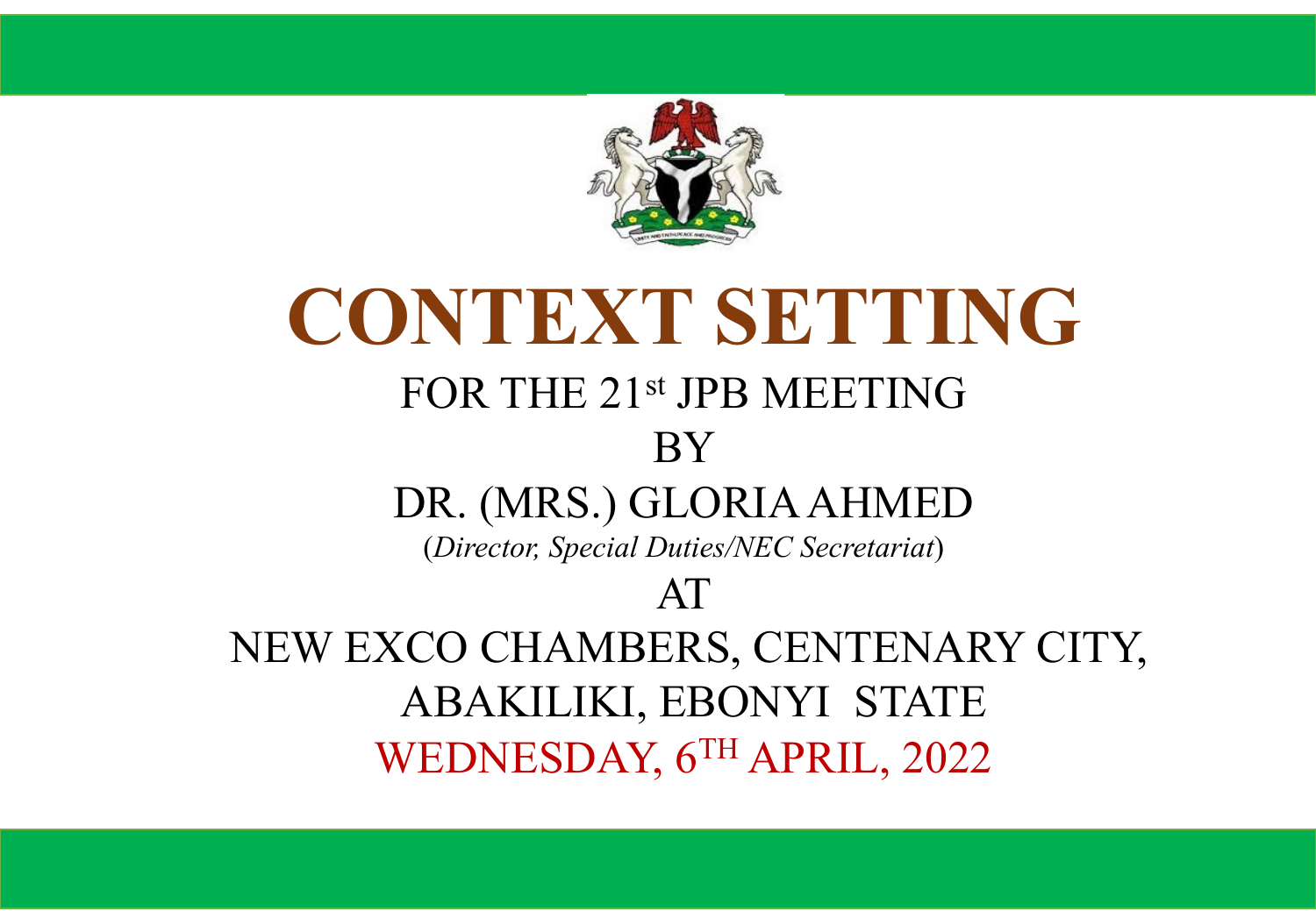# CONTEXT SETTING

FOR THE 21st JPB MEETING

BY

DR. (MRS.) GLORIA AHMED

(*Director, Special Duties/NEC Secretariat*)

AT

NEW EXCO CHAMBERS, CENTENARY CITY, ABAKILIKI, EBONYI STATE

WEDNESDAY, 6TH APRIL, 2022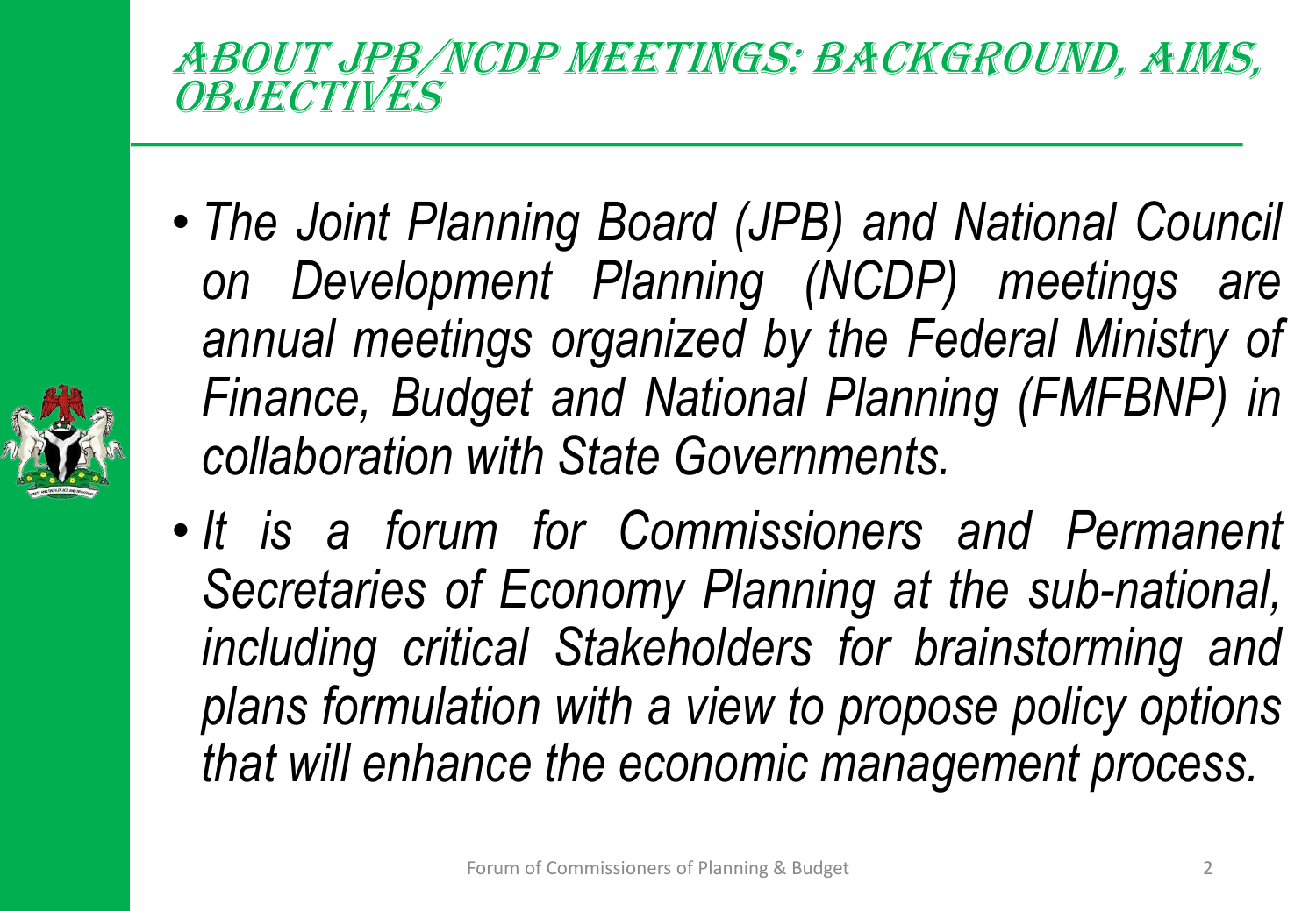# About JPB/NCDP Meetings: Background, Aims, Objectives

- *The Joint Planning Board (JPB) and National Council on Development Planning (NCDP) meetings are annual meetings organized by the Federal Ministry of Finance, Budget and National Planning (FMFBNP) in collaboration with State Governments.*
- *It is a forum for Commissioners and Permanent Secretaries of Economy Planning at the sub-national, including critical Stakeholders for brainstorming and plans formulation with a view to propose policy options that will enhance the economic management process.*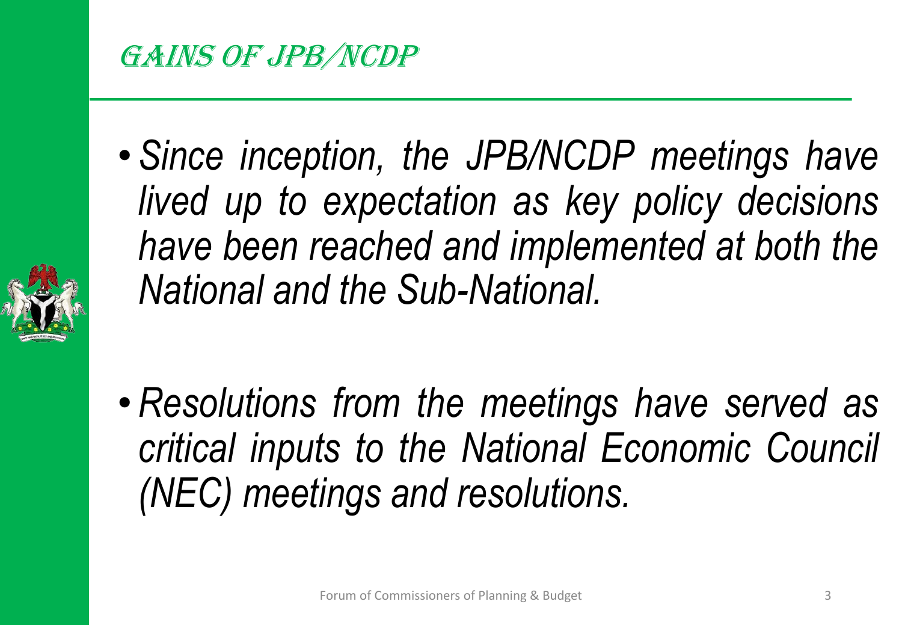# Gains of JPB/NCDP

- *Since inception, the JPB/NCDP meetings have lived up to expectation as key policy decisions have been reached and implemented at both the National and the Sub-National.*

- *Resolutions from the meetings have served as critical inputs to the National Economic Council (NEC) meetings and resolutions.*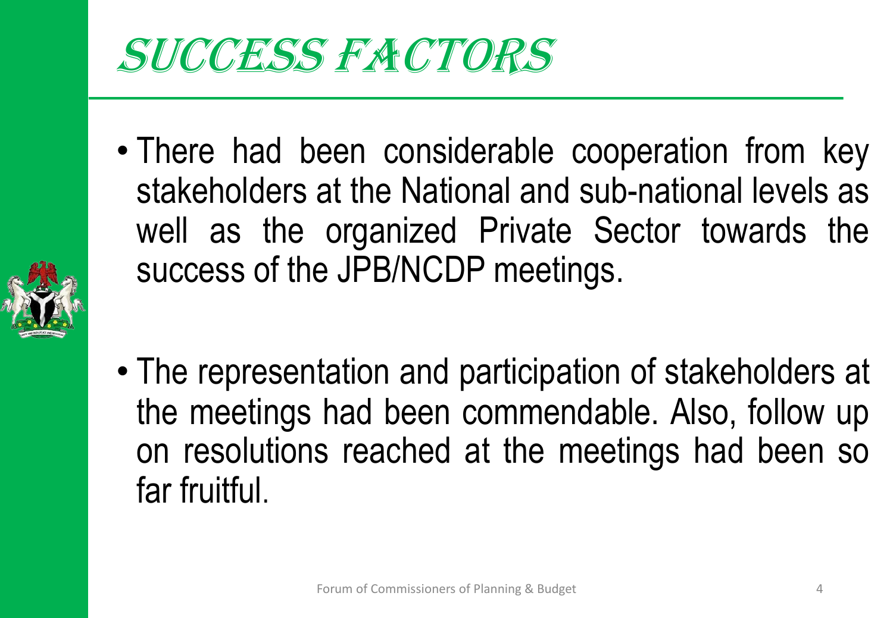# SUCCESS FACTORS

- There had been considerable cooperation from key stakeholders at the National and sub-national levels as well as the organized Private Sector towards the success of the JPB/NCDP meetings.

- The representation and participation of stakeholders at the meetings had been commendable. Also, follow up on resolutions reached at the meetings had been so far fruitful.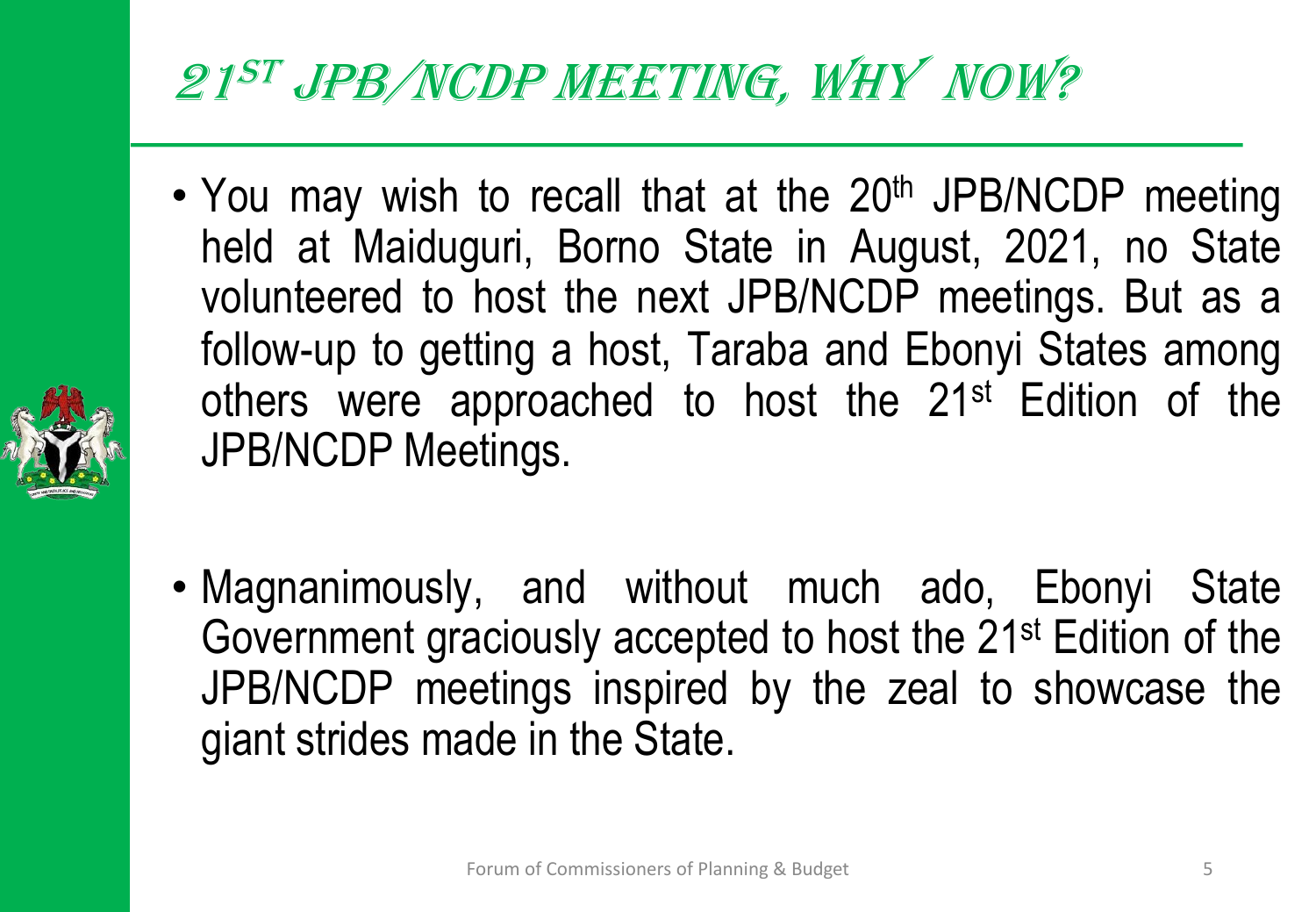# 21ST JPB/NCDP MEETING, WHY NOW?

- You may wish to recall that at the 20th JPB/NCDP meeting held at Maiduguri, Borno State in August, 2021, no State volunteered to host the next JPB/NCDP meetings. But as a follow-up to getting a host, Taraba and Ebonyi States among others were approached to host the 21st Edition of the JPB/NCDP Meetings.

- Magnanimously, and without much ado, Ebonyi State Government graciously accepted to host the 21st Edition of the JPB/NCDP meetings inspired by the zeal to showcase the giant strides made in the State.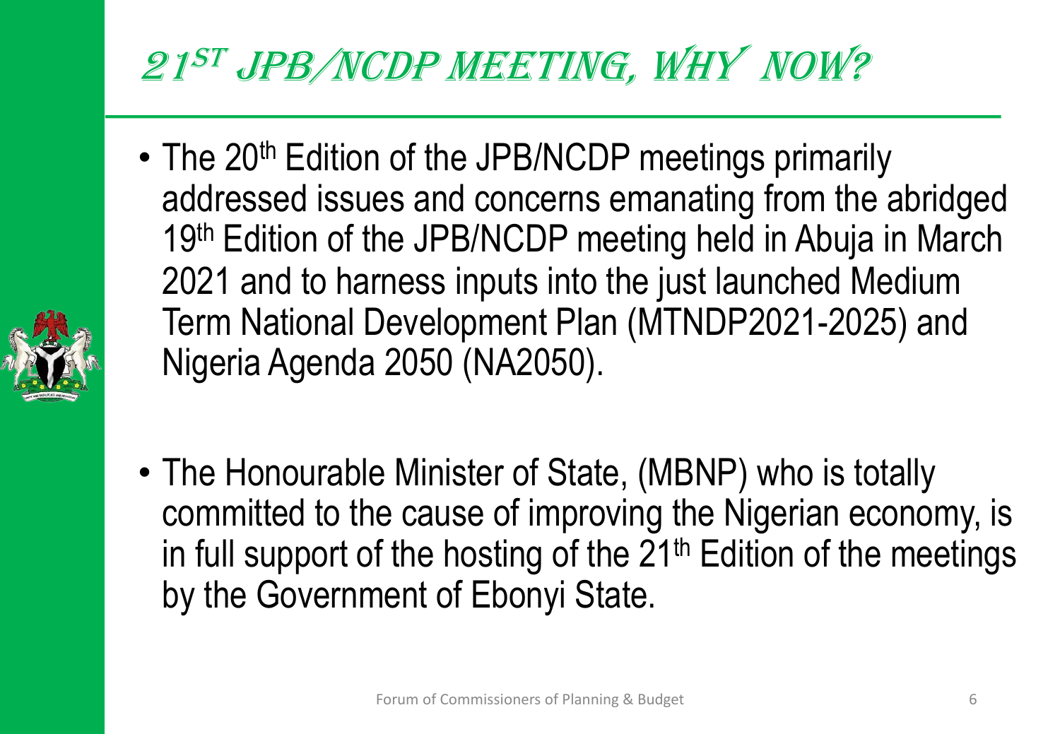# 21ST JPB/NCDP MEETING, WHY NOW?

- The 20th Edition of the JPB/NCDP meetings primarily addressed issues and concerns emanating from the abridged 19th Edition of the JPB/NCDP meeting held in Abuja in March 2021 and to harness inputs into the just launched Medium Term National Development Plan (MTNDP2021-2025) and Nigeria Agenda 2050 (NA2050).

- The Honourable Minister of State, (MBNP) who is totally committed to the cause of improving the Nigerian economy, is in full support of the hosting of the 21th Edition of the meetings by the Government of Ebonyi State.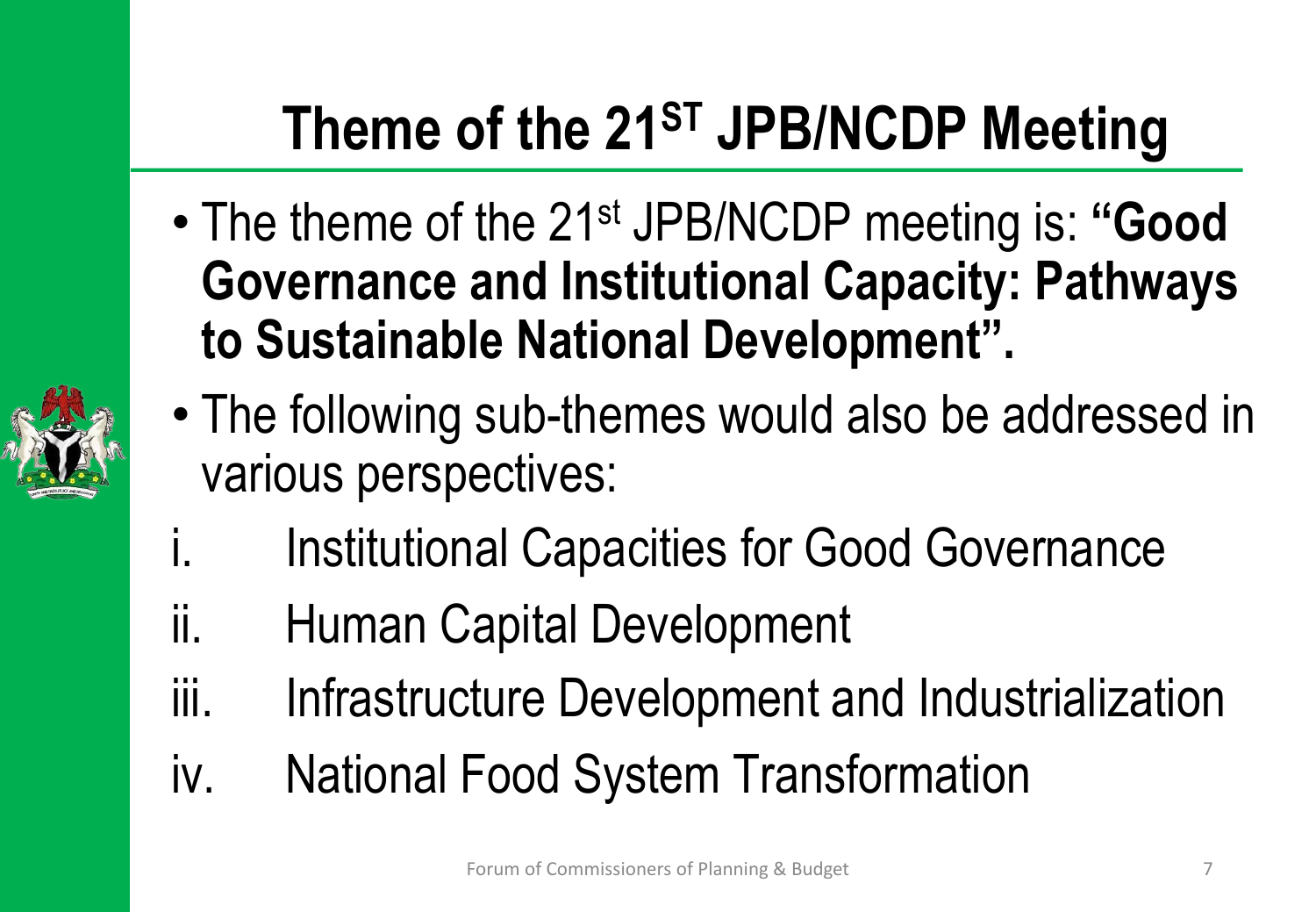# Theme of the 21ST JPB/NCDP Meeting

- The theme of the 21st JPB/NCDP meeting is: **"Good Governance and Institutional Capacity: Pathways to Sustainable National Development".**
- The following sub-themes would also be addressed in various perspectives:

i. Institutional Capacities for Good Governance

ii. Human Capital Development

iii. Infrastructure Development and Industrialization

iv. National Food System Transformation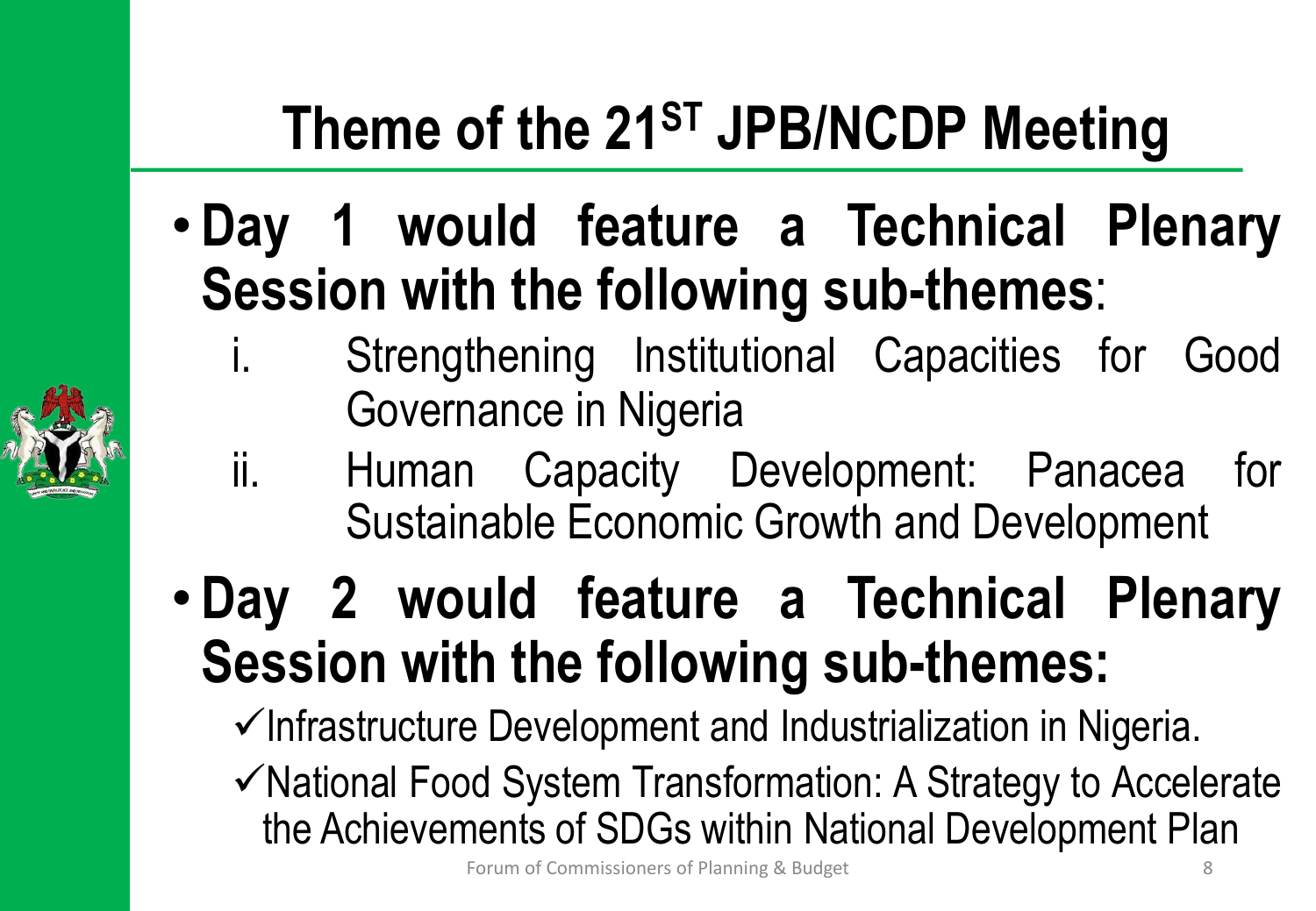# Theme of the 21ST JPB/NCDP Meeting

- **Day 1 would feature a Technical Plenary Session with the following sub-themes**:
  i. Strengthening Institutional Capacities for Good Governance in Nigeria
  ii. Human Capacity Development: Panacea for Sustainable Economic Growth and Development
- **Day 2 would feature a Technical Plenary Session with the following sub-themes:**
  - ✓ Infrastructure Development and Industrialization in Nigeria.
  - ✓ National Food System Transformation: A Strategy to Accelerate the Achievements of SDGs within National Development Plan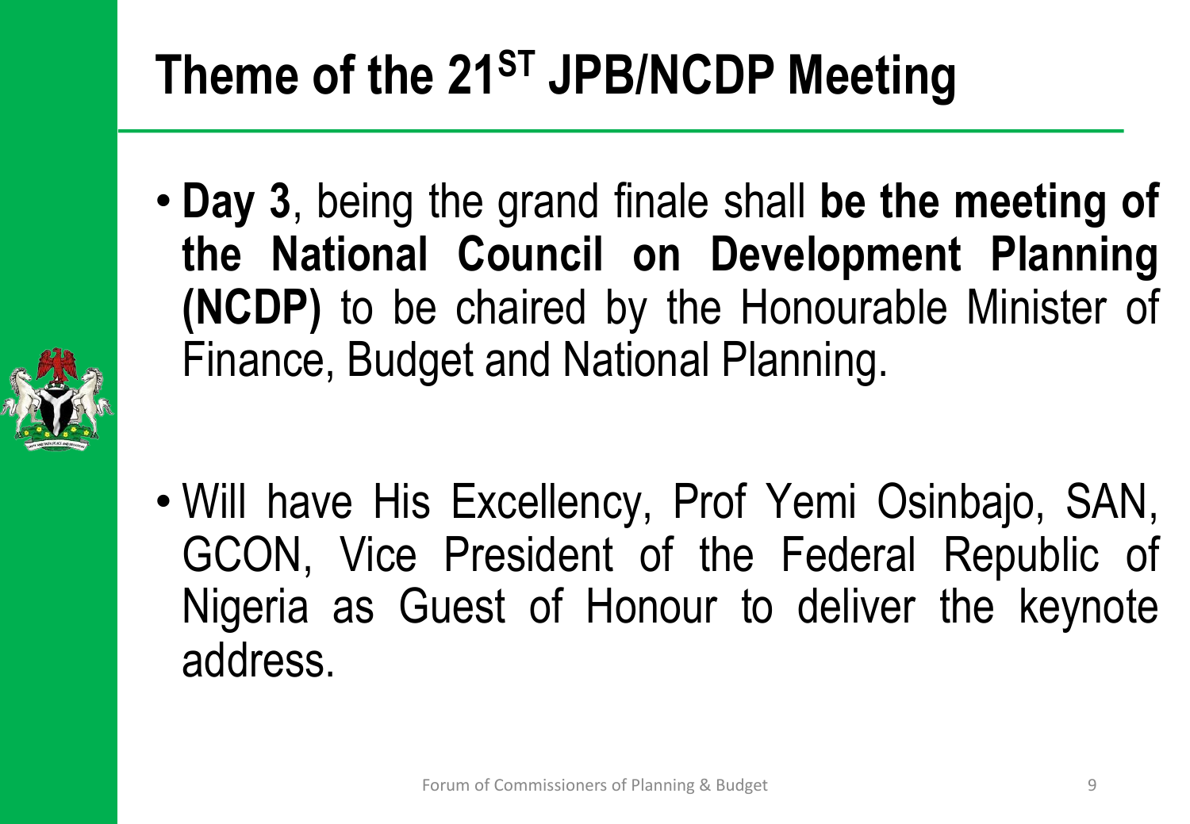# Theme of the 21ST JPB/NCDP Meeting

- **Day 3**, being the grand finale shall **be the meeting of the National Council on Development Planning (NCDP)** to be chaired by the Honourable Minister of Finance, Budget and National Planning.

- Will have His Excellency, Prof Yemi Osinbajo, SAN, GCON, Vice President of the Federal Republic of Nigeria as Guest of Honour to deliver the keynote address.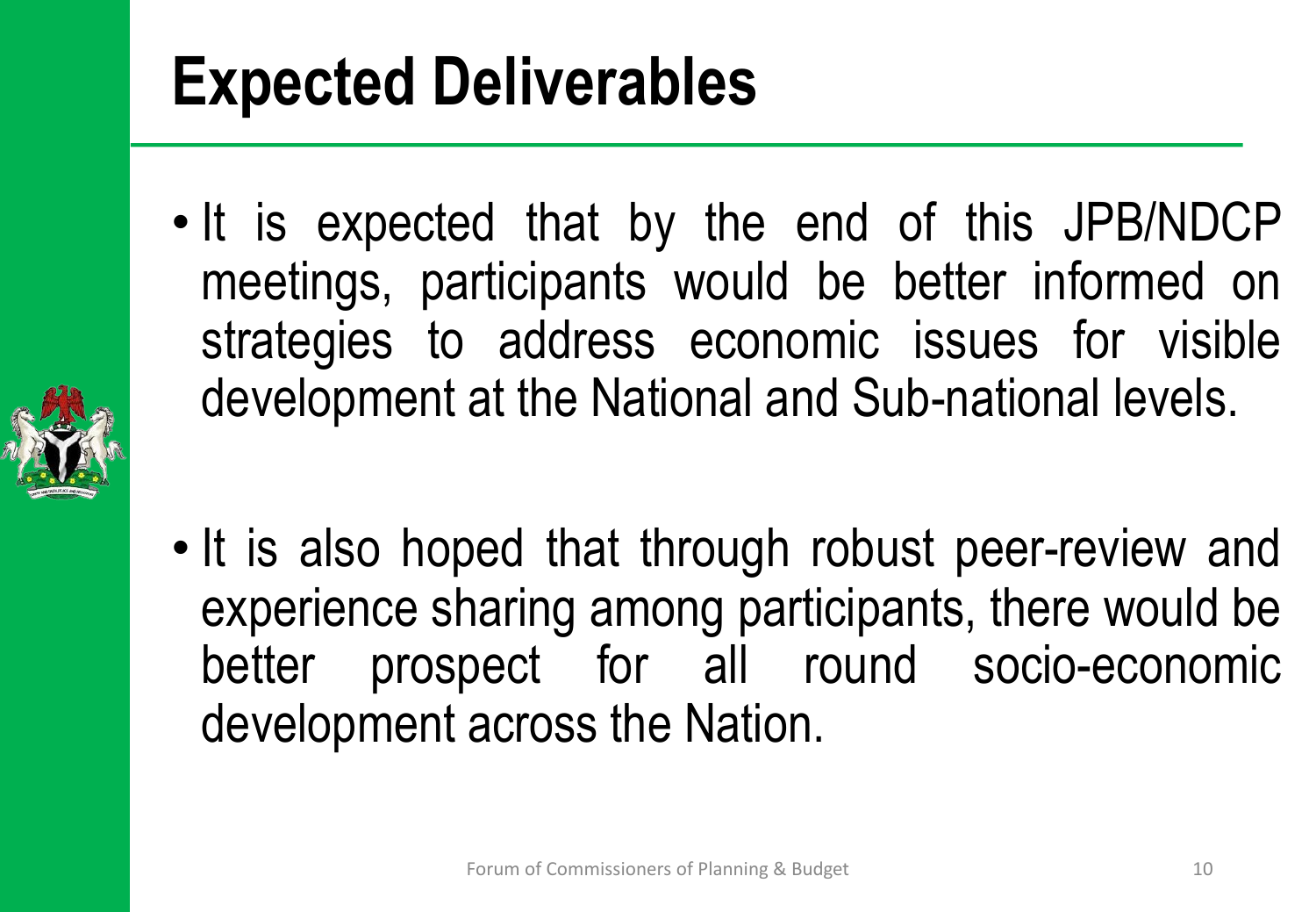# Expected Deliverables

- It is expected that by the end of this JPB/NDCP meetings, participants would be better informed on strategies to address economic issues for visible development at the National and Sub-national levels.

- It is also hoped that through robust peer-review and experience sharing among participants, there would be better prospect for all round socio-economic development across the Nation.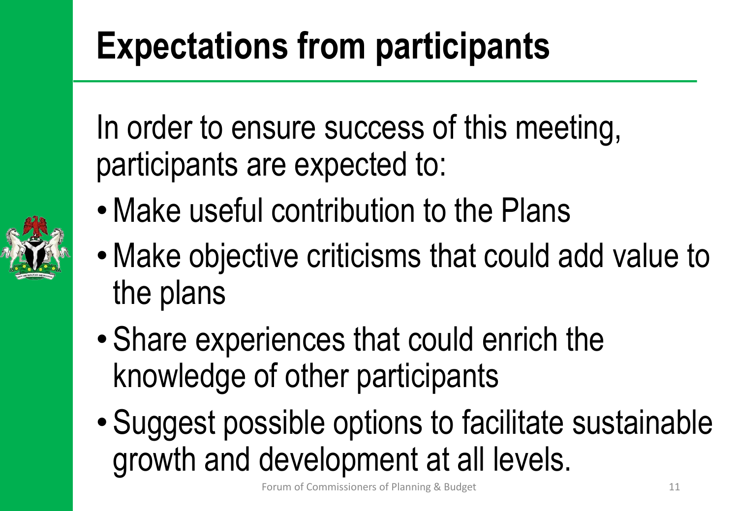# Expectations from participants

In order to ensure success of this meeting, participants are expected to:

- Make useful contribution to the Plans
- Make objective criticisms that could add value to the plans
- Share experiences that could enrich the knowledge of other participants
- Suggest possible options to facilitate sustainable growth and development at all levels.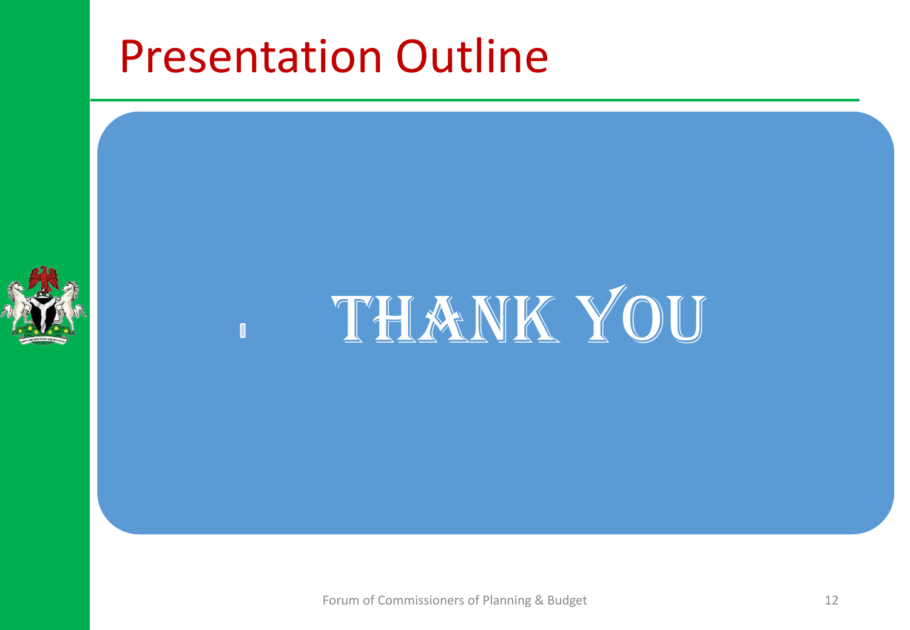# Presentation Outline

THANK YOU